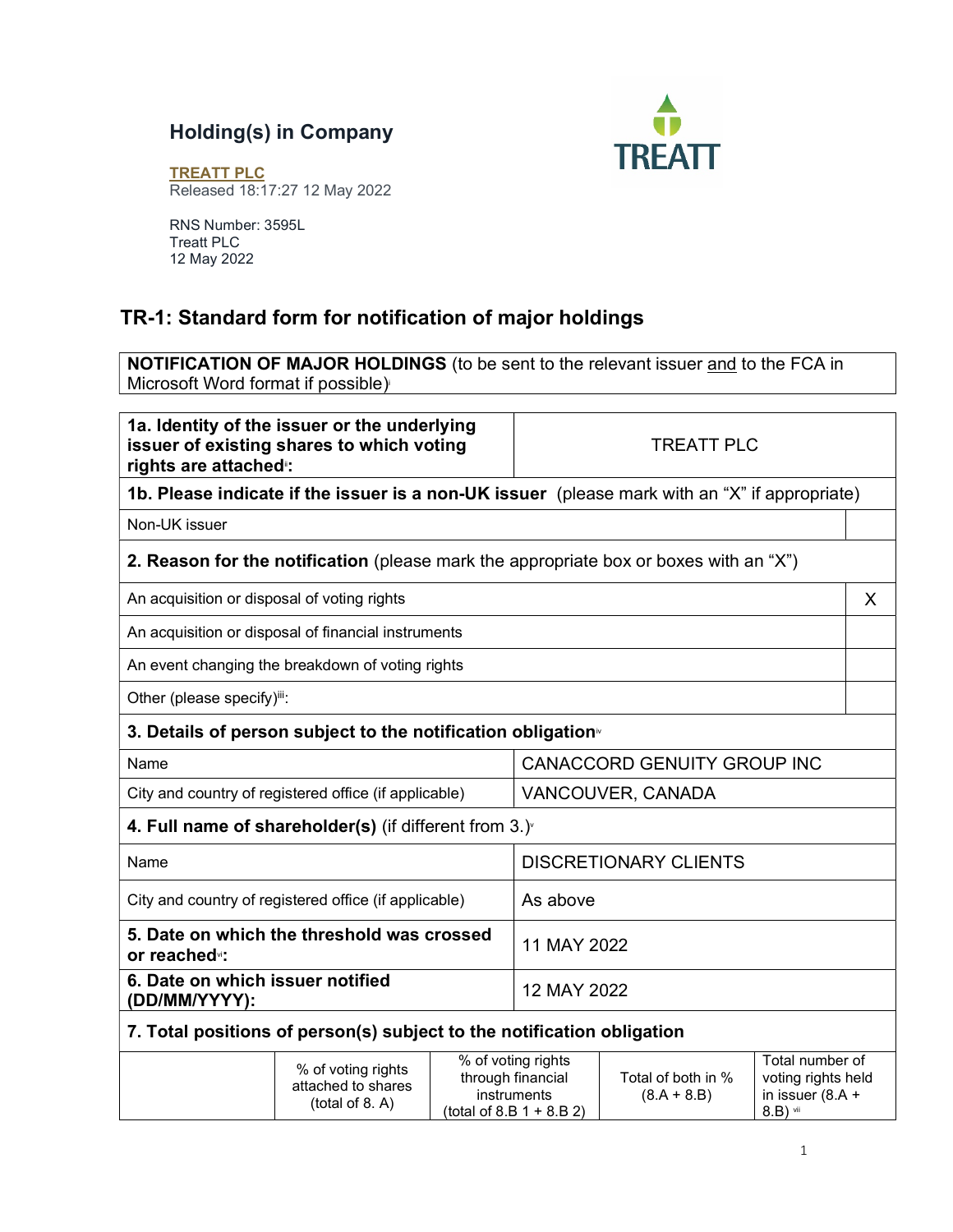# Holding(s) in Company

**TREATT PLC**
Released 18:17:27 12 May 2022

RNS Number: 3595L
Treatt PLC
12 May 2022

## TR-1: Standard form for notification of major holdings

| **NOTIFICATION OF MAJOR HOLDINGS** (to be sent to the relevant issuer and to the FCA in Microsoft Word format if possible)[i] |
|---|

| | |
|---|---|
| **1a. Identity of the issuer or the underlying issuer of existing shares to which voting rights are attached**[ii]**:** | TREATT PLC |
| **1b. Please indicate if the issuer is a non-UK issuer** (please mark with an "X" if appropriate) | |
| Non-UK issuer | |
| **2. Reason for the notification** (please mark the appropriate box or boxes with an "X") | |
| An acquisition or disposal of voting rights | X |
| An acquisition or disposal of financial instruments | |
| An event changing the breakdown of voting rights | |
| Other (please specify)[iii]: | |
| **3. Details of person subject to the notification obligation**[iv] | |
| Name | CANACCORD GENUITY GROUP INC |
| City and country of registered office (if applicable) | VANCOUVER, CANADA |
| **4. Full name of shareholder(s)** (if different from 3.)[v] | |
| Name | DISCRETIONARY CLIENTS |
| City and country of registered office (if applicable) | As above |
| **5. Date on which the threshold was crossed or reached**[vi]**:** | 11 MAY 2022 |
| **6. Date on which issuer notified (DD/MM/YYYY):** | 12 MAY 2022 |

**7. Total positions of person(s) subject to the notification obligation**

| | % of voting rights attached to shares (total of 8. A) | % of voting rights through financial instruments (total of 8.B 1 + 8.B 2) | Total of both in % (8.A + 8.B) | Total number of voting rights held in issuer (8.A + 8.B) [vii] |
|---|---|---|---|---|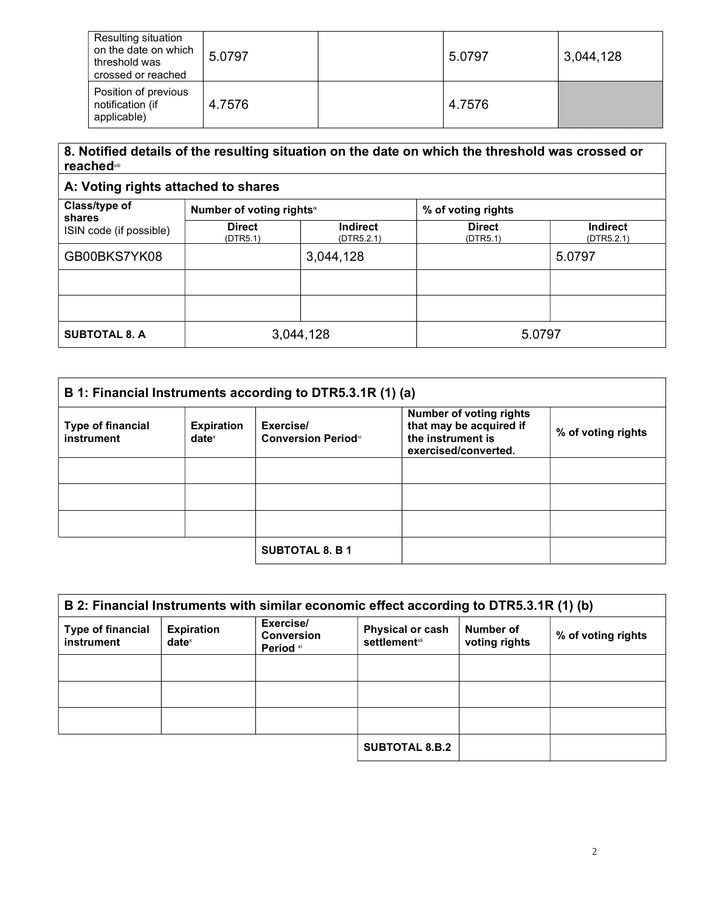| | | | | |
|---|---|---|---|---|
| Resulting situation on the date on which threshold was crossed or reached | 5.0797 | | 5.0797 | 3,044,128 |
| Position of previous notification (if applicable) | 4.7576 | | 4.7576 | |

| **8. Notified details of the resulting situation on the date on which the threshold was crossed or reached**[viii] | | | | |
|---|---|---|---|---|
| **A: Voting rights attached to shares** | | | | |
| **Class/type of shares** ISIN code (if possible) | **Number of voting rights**[ix] | | **% of voting rights** | |
| | **Direct** (DTR5.1) | **Indirect** (DTR5.2.1) | **Direct** (DTR5.1) | **Indirect** (DTR5.2.1) |
| GB00BKS7YK08 | | 3,044,128 | | 5.0797 |
| | | | | |
| | | | | |
| **SUBTOTAL 8. A** | 3,044,128 | | 5.0797 | |

| **B 1: Financial Instruments according to DTR5.3.1R (1) (a)** | | | | |
|---|---|---|---|---|
| **Type of financial instrument** | **Expiration date**[x] | **Exercise/ Conversion Period**[xi] | **Number of voting rights that may be acquired if the instrument is exercised/converted.** | **% of voting rights** |
| | | | | |
| | | | | |
| | | | | |
| | | **SUBTOTAL 8. B 1** | | |

| **B 2: Financial Instruments with similar economic effect according to DTR5.3.1R (1) (b)** | | | | | |
|---|---|---|---|---|---|
| **Type of financial instrument** | **Expiration date**[x] | **Exercise/ Conversion Period**[xi] | **Physical or cash settlement**[xii] | **Number of voting rights** | **% of voting rights** |
| | | | | | |
| | | | | | |
| | | | | | |
| | | | **SUBTOTAL 8.B.2** | | |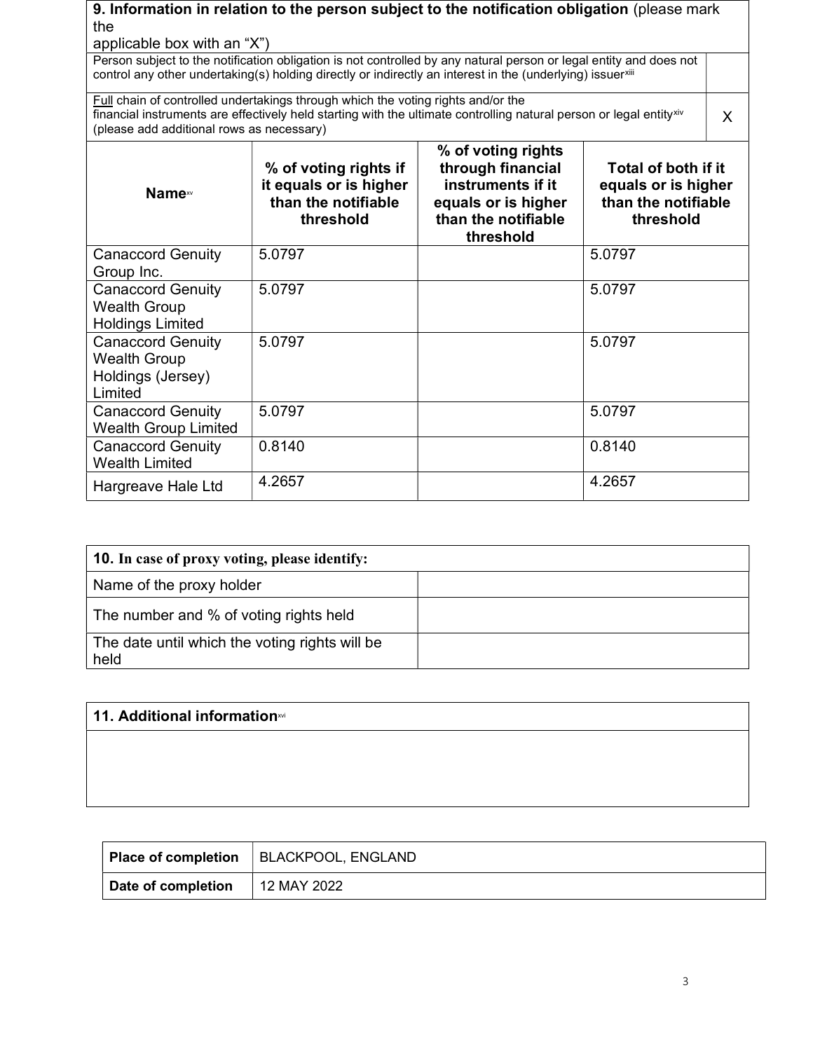**9. Information in relation to the person subject to the notification obligation** (please mark the applicable box with an "X")

| | |
|---|---|
| Person subject to the notification obligation is not controlled by any natural person or legal entity and does not control any other undertaking(s) holding directly or indirectly an interest in the (underlying) issuer[xiii] | |
| Full chain of controlled undertakings through which the voting rights and/or the financial instruments are effectively held starting with the ultimate controlling natural person or legal entity[xiv] (please add additional rows as necessary) | X |

| Name[xv] | % of voting rights if it equals or is higher than the notifiable threshold | % of voting rights through financial instruments if it equals or is higher than the notifiable threshold | Total of both if it equals or is higher than the notifiable threshold |
|---|---|---|---|
| Canaccord Genuity Group Inc. | 5.0797 | | 5.0797 |
| Canaccord Genuity Wealth Group Holdings Limited | 5.0797 | | 5.0797 |
| Canaccord Genuity Wealth Group Holdings (Jersey) Limited | 5.0797 | | 5.0797 |
| Canaccord Genuity Wealth Group Limited | 5.0797 | | 5.0797 |
| Canaccord Genuity Wealth Limited | 0.8140 | | 0.8140 |
| Hargreave Hale Ltd | 4.2657 | | 4.2657 |

| **10. In case of proxy voting, please identify:** | |
|---|---|
| Name of the proxy holder | |
| The number and % of voting rights held | |
| The date until which the voting rights will be held | |

| **11. Additional information**[xvi] |
|---|
| |

| | |
|---|---|
| **Place of completion** | BLACKPOOL, ENGLAND |
| **Date of completion** | 12 MAY 2022 |